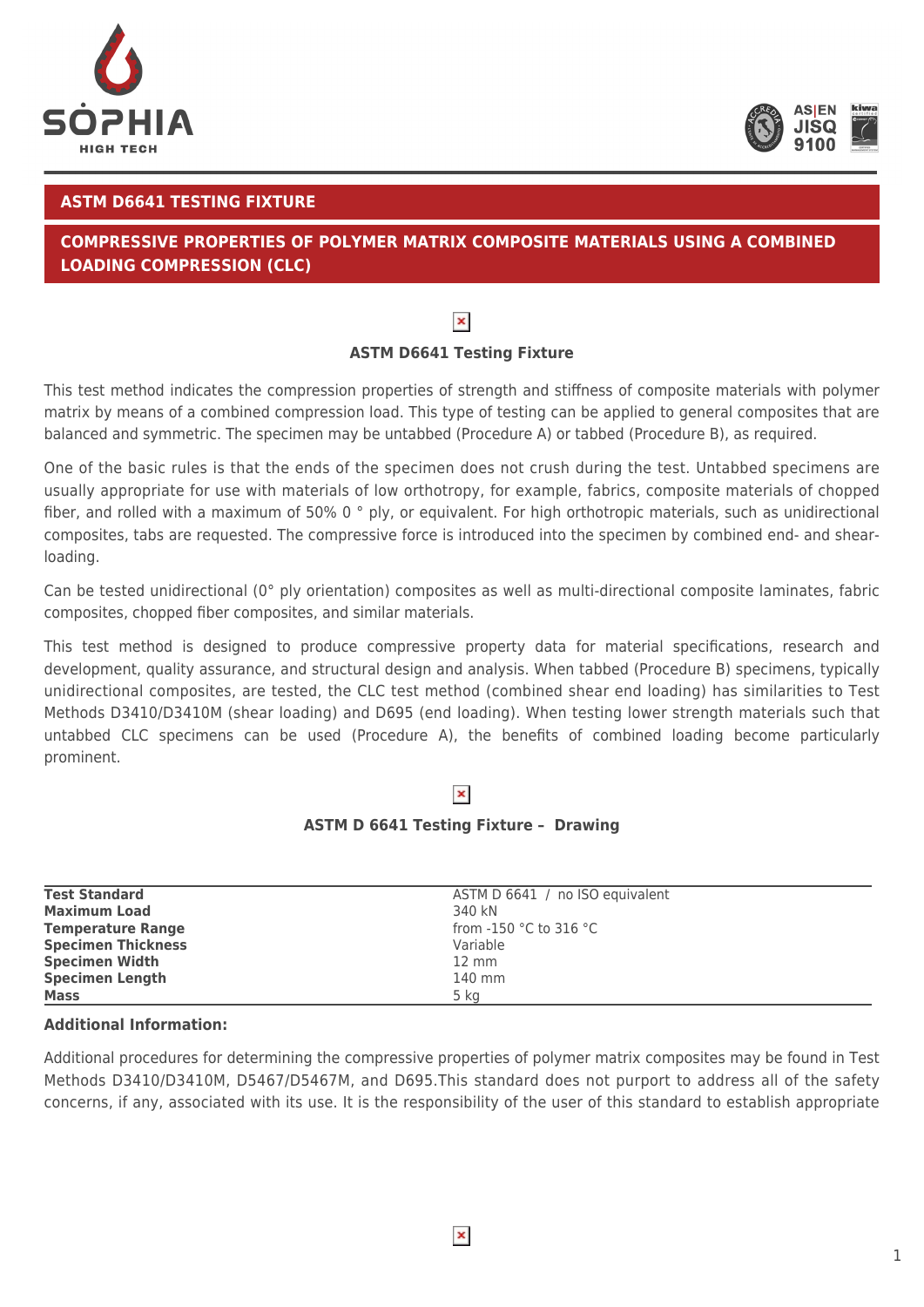## ASTM D6641 TESTING FIXTURE

## COMPRESSIVE PROPERTIES OF POLYMER MATRIX COMPOSITE MATERIALS USING A COMBINED LOADING COMPRESSION (CLC)

**ASTM D6641 Testing Fixture**

This test method indicates the compression properties of strength and stiffness of composite materials with polymer matrix by means of a combined compression load. This type of testing can be applied to general composites that are balanced and symmetric. The specimen may be untabbed (Procedure A) or tabbed (Procedure B), as required.

One of the basic rules is that the ends of the specimen does not crush during the test. Untabbed specimens are usually appropriate for use with materials of low orthotropy, for example, fabrics, composite materials of chopped fiber, and rolled with a maximum of 50% 0 ° ply, or equivalent. For high orthotropic materials, such as unidirectional composites, tabs are requested. The compressive force is introduced into the specimen by combined end- and shear-loading.

Can be tested unidirectional (0° ply orientation) composites as well as multi-directional composite laminates, fabric composites, chopped fiber composites, and similar materials.

This test method is designed to produce compressive property data for material specifications, research and development, quality assurance, and structural design and analysis. When tabbed (Procedure B) specimens, typically unidirectional composites, are tested, the CLC test method (combined shear end loading) has similarities to Test Methods D3410/D3410M (shear loading) and D695 (end loading). When testing lower strength materials such that untabbed CLC specimens can be used (Procedure A), the benefits of combined loading become particularly prominent.

**ASTM D 6641 Testing Fixture – Drawing**

| | |
|---|---|
| **Test Standard** | ASTM D 6641 / no ISO equivalent |
| **Maximum Load** | 340 kN |
| **Temperature Range** | from -150 °C to 316 °C |
| **Specimen Thickness** | Variable |
| **Specimen Width** | 12 mm |
| **Specimen Length** | 140 mm |
| **Mass** | 5 kg |

**Additional Information:**

Additional procedures for determining the compressive properties of polymer matrix composites may be found in Test Methods D3410/D3410M, D5467/D5467M, and D695.This standard does not purport to address all of the safety concerns, if any, associated with its use. It is the responsibility of the user of this standard to establish appropriate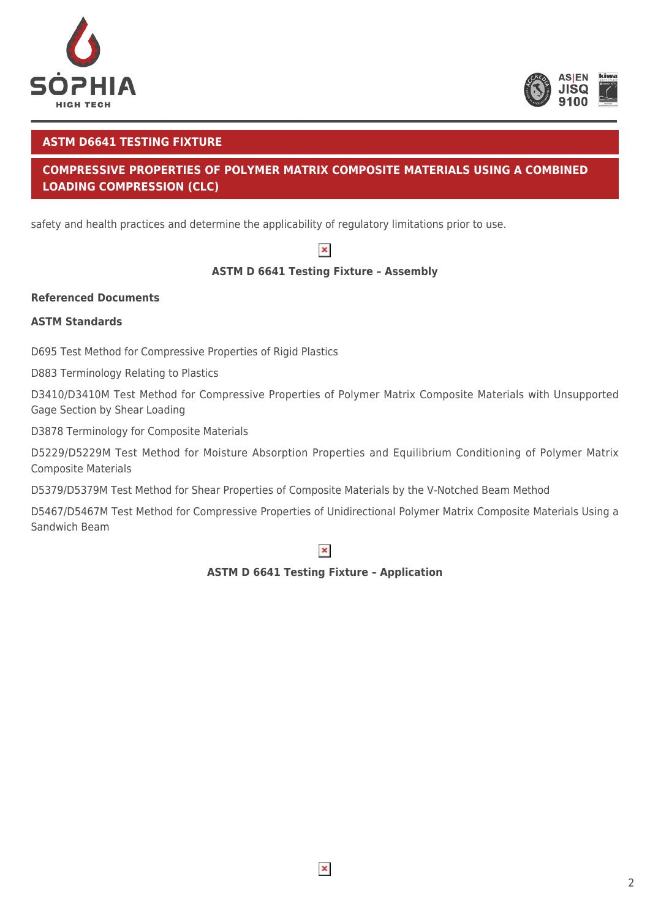safety and health practices and determine the applicability of regulatory limitations prior to use.

**ASTM D 6641 Testing Fixture – Assembly**

**Referenced Documents**

**ASTM Standards**

D695 Test Method for Compressive Properties of Rigid Plastics

D883 Terminology Relating to Plastics

D3410/D3410M Test Method for Compressive Properties of Polymer Matrix Composite Materials with Unsupported Gage Section by Shear Loading

D3878 Terminology for Composite Materials

D5229/D5229M Test Method for Moisture Absorption Properties and Equilibrium Conditioning of Polymer Matrix Composite Materials

D5379/D5379M Test Method for Shear Properties of Composite Materials by the V-Notched Beam Method

D5467/D5467M Test Method for Compressive Properties of Unidirectional Polymer Matrix Composite Materials Using a Sandwich Beam

**ASTM D 6641 Testing Fixture – Application**